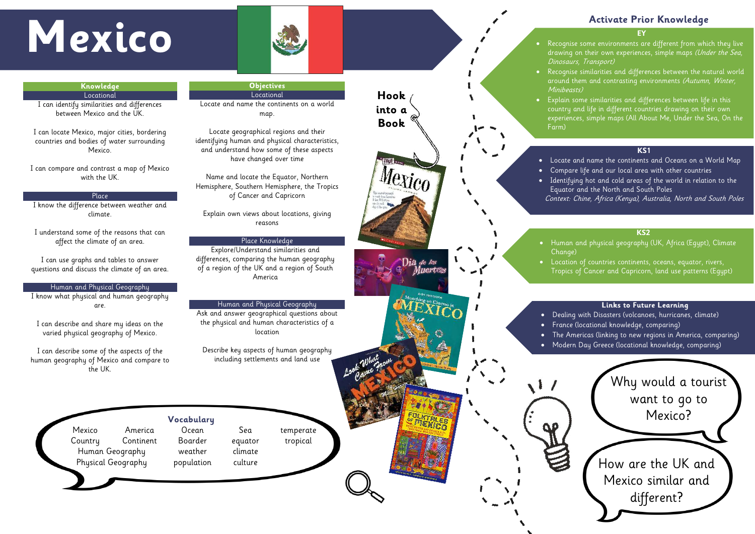# Mexico

## Knowledge

### Locational

I can identify similarities and differences between Mexico and the UK.

I can locate Mexico, major cities, bordering countries and bodies of water surrounding Mexico.

I can compare and contrast a map of Mexico with the UK.

### Place

I know the difference between weather and climate.

I understand some of the reasons that can affect the climate of an area.

I can use graphs and tables to answer questions and discuss the climate of an area.

### Human and Physical Geography

I know what physical and human geography are.

I can describe and share my ideas on the varied physical geography of Mexico.

I can describe some of the aspects of the human geography of Mexico and compare to the UK.

## Objectives

### Locational

Locate and name the continents on a world map.

Locate geographical regions and their identifying human and physical characteristics, and understand how some of these aspects have changed over time

Name and locate the Equator, Northern Hemisphere, Southern Hemisphere, the Tropics of Cancer and Capricorn

Explain own views about locations, giving reasons

### Place Knowledge

Explore/Understand similarities and differences, comparing the human geography of a region of the UK and a region of South America

### Human and Physical Geography

Ask and answer geographical questions about the physical and human characteristics of a location

Describe key aspects of human geography including settlements and land use

## Vocabulary

Mexico, America, Ocean, Sea, temperate, Country, Continent, Boarder, equator, tropical, Human Geography, weather, climate, Physical Geography, population, culture

## Hook into a Book

## Activate Prior Knowledge

### EY

- Recognise some environments are different from which they live drawing on their own experiences, simple maps *(Under the Sea, Dinosaurs, Transport)*
- Recognise similarities and differences between the natural world around them and contrasting environments *(Autumn, Winter, Minibeasts)*
- Explain some similarities and differences between life in this country and life in different countries drawing on their own experiences, simple maps (All About Me, Under the Sea, On the Farm)

### KS1

- Locate and name the continents and Oceans on a World Map
- Compare life and our local area with other countries
- Identifying hot and cold areas of the world in relation to the Equator and the North and South Poles

*Context: Chine, Africa (Kenya), Australia, North and South Poles*

### KS2

- Human and physical geography (UK, Africa (Egypt), Climate Change)
- Location of countries continents, oceans, equator, rivers, Tropics of Cancer and Capricorn, land use patterns (Egypt)

### Links to Future Learning

- Dealing with Disasters (volcanoes, hurricanes, climate)
- France (locational knowledge, comparing)
- The Americas (linking to new regions in America, comparing)
- Modern Day Greece (locational knowledge, comparing)

Why would a tourist want to go to Mexico?

How are the UK and Mexico similar and different?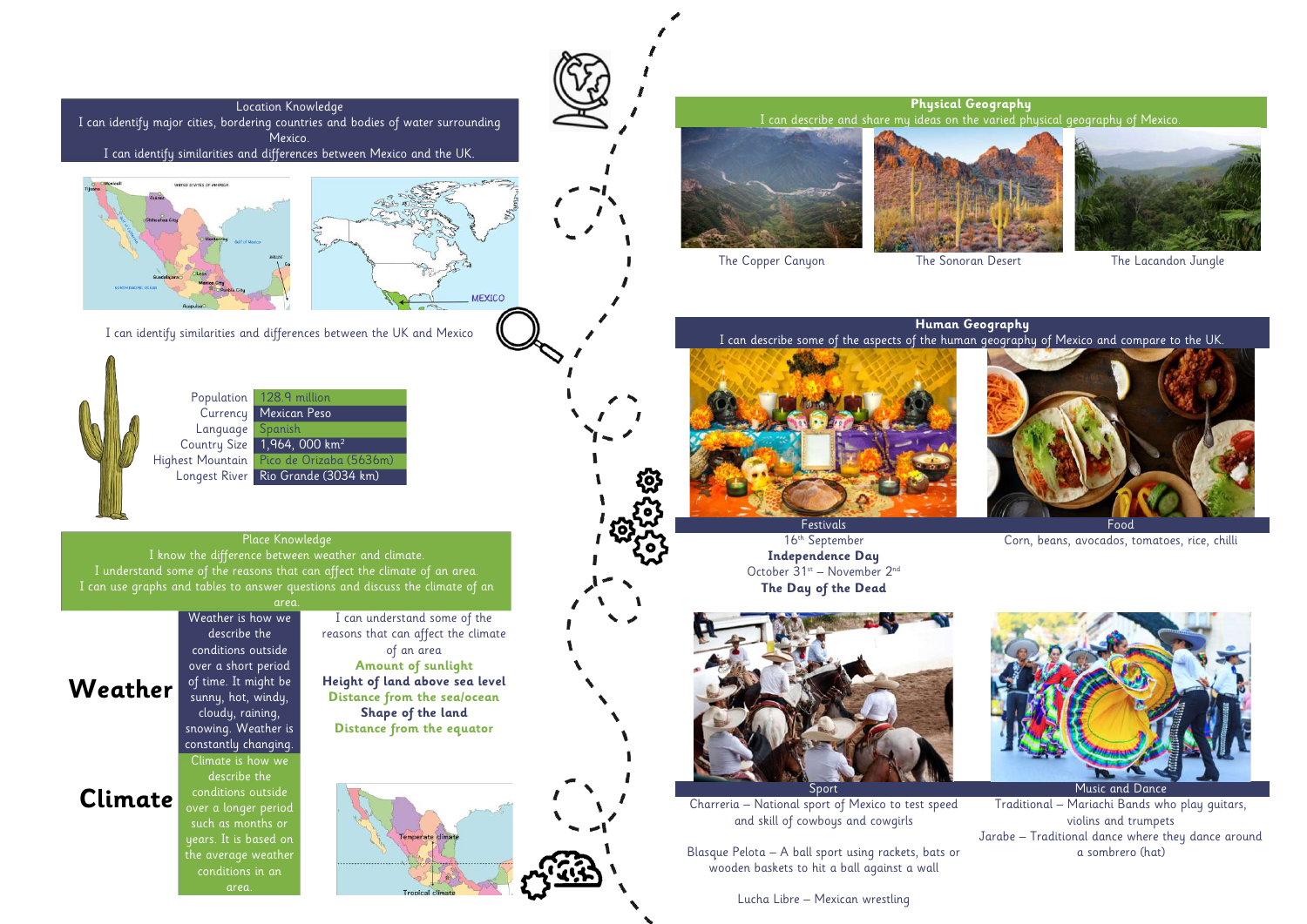## Location Knowledge

I can identify major cities, bordering countries and bodies of water surrounding Mexico.

I can identify similarities and differences between Mexico and the UK.

MEXICO

I can identify similarities and differences between the UK and Mexico

| | |
|---|---|
| Population | 128.9 million |
| Currency | Mexican Peso |
| Language | Spanish |
| Country Size | 1,964, 000 km$^2$ |
| Highest Mountain | Pico de Orizaba (5636m) |
| Longest River | Rio Grande (3034 km) |

## Place Knowledge

I know the difference between weather and climate.

I understand some of the reasons that can affect the climate of an area.

I can use graphs and tables to answer questions and discuss the climate of an area.

**Weather** – Weather is how we describe the conditions outside over a short period of time. It might be sunny, hot, windy, cloudy, raining, snowing. Weather is constantly changing.

**Climate** – Climate is how we describe the conditions outside over a longer period such as months or years. It is based on the average weather conditions in an area.

I can understand some of the reasons that can affect the climate of an area

**Amount of sunlight**
**Height of land above sea level**
**Distance from the sea/ocean**
**Shape of the land**
**Distance from the equator**

Temperate climate

Tropical climate

## Physical Geography

I can describe and share my ideas on the varied physical geography of Mexico.

The Copper Canyon

The Sonoran Desert

The Lacandon Jungle

## Human Geography

I can describe some of the aspects of the human geography of Mexico and compare to the UK.

**Festivals**

16th September
**Independence Day**

October 31st – November 2nd
**The Day of the Dead**

**Food**

Corn, beans, avocados, tomatoes, rice, chilli

**Sport**

Charreria – National sport of Mexico to test speed and skill of cowboys and cowgirls

Blasque Pelota – A ball sport using rackets, bats or wooden baskets to hit a ball against a wall

Lucha Libre – Mexican wrestling

**Music and Dance**

Traditional – Mariachi Bands who play guitars, violins and trumpets

Jarabe – Traditional dance where they dance around a sombrero (hat)